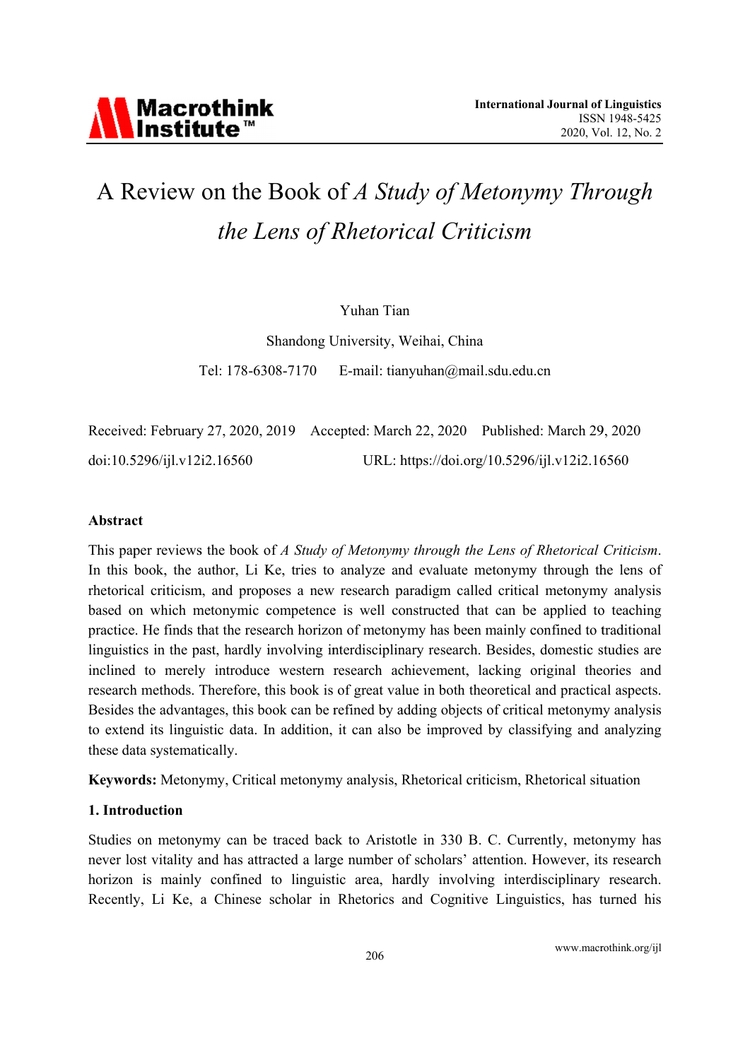# A Review on the Book of *A Study of Metonymy Through the Lens of Rhetorical Criticism*

Yuhan Tian

Shandong University, Weihai, China

Tel: 178-6308-7170 E-mail: tianyuhan@mail.sdu.edu.cn

Received: February 27, 2020, 2019 Accepted: March 22, 2020 Published: March 29, 2020

doi:10.5296/ijl.v12i2.16560 URL: https://doi.org/10.5296/ijl.v12i2.16560

### Abstract

This paper reviews the book of *A Study of Metonymy through the Lens of Rhetorical Criticism*. In this book, the author, Li Ke, tries to analyze and evaluate metonymy through the lens of rhetorical criticism, and proposes a new research paradigm called critical metonymy analysis based on which metonymic competence is well constructed that can be applied to teaching practice. He finds that the research horizon of metonymy has been mainly confined to traditional linguistics in the past, hardly involving interdisciplinary research. Besides, domestic studies are inclined to merely introduce western research achievement, lacking original theories and research methods. Therefore, this book is of great value in both theoretical and practical aspects. Besides the advantages, this book can be refined by adding objects of critical metonymy analysis to extend its linguistic data. In addition, it can also be improved by classifying and analyzing these data systematically.

**Keywords:** Metonymy, Critical metonymy analysis, Rhetorical criticism, Rhetorical situation

### 1. Introduction

Studies on metonymy can be traced back to Aristotle in 330 B. C. Currently, metonymy has never lost vitality and has attracted a large number of scholars' attention. However, its research horizon is mainly confined to linguistic area, hardly involving interdisciplinary research. Recently, Li Ke, a Chinese scholar in Rhetorics and Cognitive Linguistics, has turned his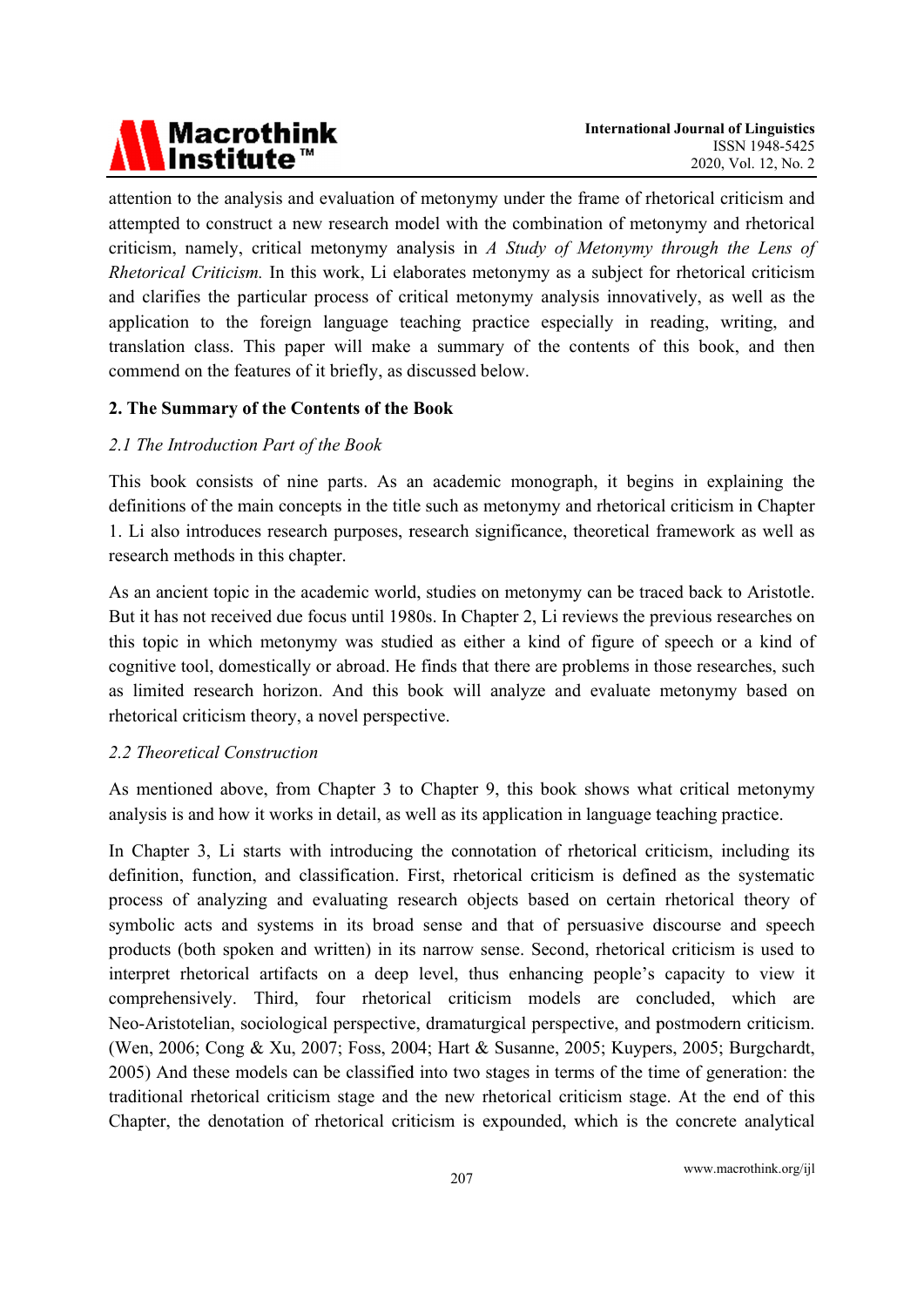attention to the analysis and evaluation of metonymy under the frame of rhetorical criticism and attempted to construct a new research model with the combination of metonymy and rhetorical criticism, namely, critical metonymy analysis in *A Study of Metonymy through the Lens of Rhetorical Criticism.* In this work, Li elaborates metonymy as a subject for rhetorical criticism and clarifies the particular process of critical metonymy analysis innovatively, as well as the application to the foreign language teaching practice especially in reading, writing, and translation class. This paper will make a summary of the contents of this book, and then commend on the features of it briefly, as discussed below.

## 2. The Summary of the Contents of the Book

### *2.1 The Introduction Part of the Book*

This book consists of nine parts. As an academic monograph, it begins in explaining the definitions of the main concepts in the title such as metonymy and rhetorical criticism in Chapter 1. Li also introduces research purposes, research significance, theoretical framework as well as research methods in this chapter.

As an ancient topic in the academic world, studies on metonymy can be traced back to Aristotle. But it has not received due focus until 1980s. In Chapter 2, Li reviews the previous researches on this topic in which metonymy was studied as either a kind of figure of speech or a kind of cognitive tool, domestically or abroad. He finds that there are problems in those researches, such as limited research horizon. And this book will analyze and evaluate metonymy based on rhetorical criticism theory, a novel perspective.

### *2.2 Theoretical Construction*

As mentioned above, from Chapter 3 to Chapter 9, this book shows what critical metonymy analysis is and how it works in detail, as well as its application in language teaching practice.

In Chapter 3, Li starts with introducing the connotation of rhetorical criticism, including its definition, function, and classification. First, rhetorical criticism is defined as the systematic process of analyzing and evaluating research objects based on certain rhetorical theory of symbolic acts and systems in its broad sense and that of persuasive discourse and speech products (both spoken and written) in its narrow sense. Second, rhetorical criticism is used to interpret rhetorical artifacts on a deep level, thus enhancing people's capacity to view it comprehensively. Third, four rhetorical criticism models are concluded, which are Neo-Aristotelian, sociological perspective, dramaturgical perspective, and postmodern criticism. (Wen, 2006; Cong & Xu, 2007; Foss, 2004; Hart & Susanne, 2005; Kuypers, 2005; Burgchardt, 2005) And these models can be classified into two stages in terms of the time of generation: the traditional rhetorical criticism stage and the new rhetorical criticism stage. At the end of this Chapter, the denotation of rhetorical criticism is expounded, which is the concrete analytical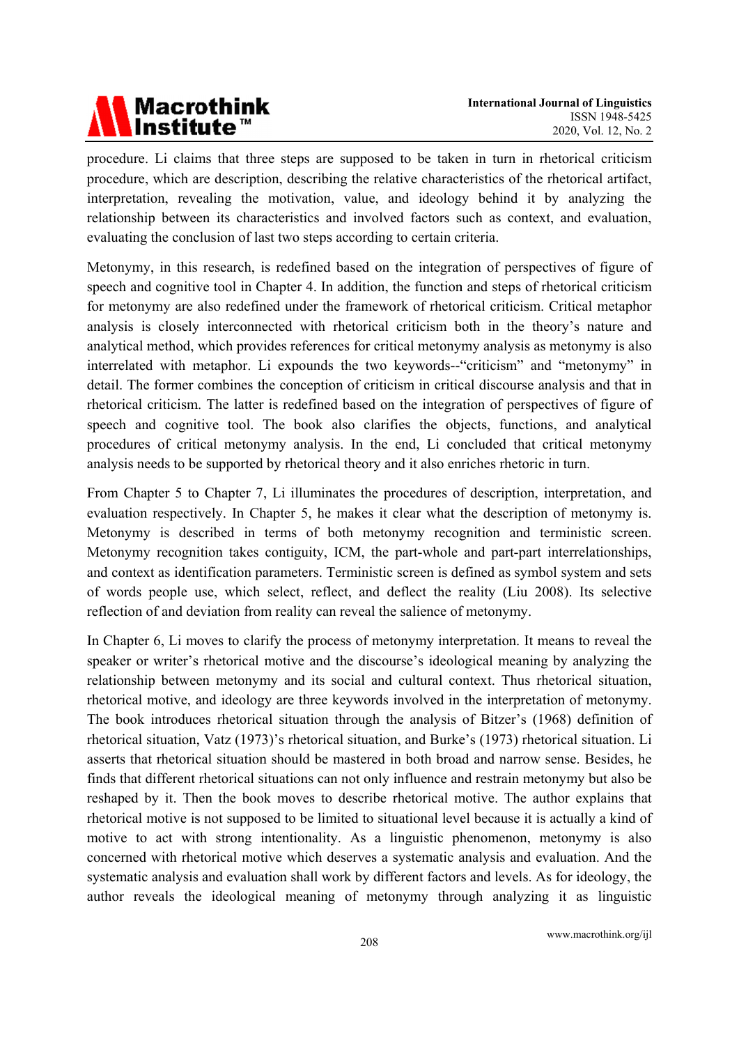procedure. Li claims that three steps are supposed to be taken in turn in rhetorical criticism procedure, which are description, describing the relative characteristics of the rhetorical artifact, interpretation, revealing the motivation, value, and ideology behind it by analyzing the relationship between its characteristics and involved factors such as context, and evaluation, evaluating the conclusion of last two steps according to certain criteria.

Metonymy, in this research, is redefined based on the integration of perspectives of figure of speech and cognitive tool in Chapter 4. In addition, the function and steps of rhetorical criticism for metonymy are also redefined under the framework of rhetorical criticism. Critical metaphor analysis is closely interconnected with rhetorical criticism both in the theory's nature and analytical method, which provides references for critical metonymy analysis as metonymy is also interrelated with metaphor. Li expounds the two keywords--"criticism" and "metonymy" in detail. The former combines the conception of criticism in critical discourse analysis and that in rhetorical criticism. The latter is redefined based on the integration of perspectives of figure of speech and cognitive tool. The book also clarifies the objects, functions, and analytical procedures of critical metonymy analysis. In the end, Li concluded that critical metonymy analysis needs to be supported by rhetorical theory and it also enriches rhetoric in turn.

From Chapter 5 to Chapter 7, Li illuminates the procedures of description, interpretation, and evaluation respectively. In Chapter 5, he makes it clear what the description of metonymy is. Metonymy is described in terms of both metonymy recognition and terministic screen. Metonymy recognition takes contiguity, ICM, the part-whole and part-part interrelationships, and context as identification parameters. Terministic screen is defined as symbol system and sets of words people use, which select, reflect, and deflect the reality (Liu 2008). Its selective reflection of and deviation from reality can reveal the salience of metonymy.

In Chapter 6, Li moves to clarify the process of metonymy interpretation. It means to reveal the speaker or writer's rhetorical motive and the discourse's ideological meaning by analyzing the relationship between metonymy and its social and cultural context. Thus rhetorical situation, rhetorical motive, and ideology are three keywords involved in the interpretation of metonymy. The book introduces rhetorical situation through the analysis of Bitzer's (1968) definition of rhetorical situation, Vatz (1973)'s rhetorical situation, and Burke's (1973) rhetorical situation. Li asserts that rhetorical situation should be mastered in both broad and narrow sense. Besides, he finds that different rhetorical situations can not only influence and restrain metonymy but also be reshaped by it. Then the book moves to describe rhetorical motive. The author explains that rhetorical motive is not supposed to be limited to situational level because it is actually a kind of motive to act with strong intentionality. As a linguistic phenomenon, metonymy is also concerned with rhetorical motive which deserves a systematic analysis and evaluation. And the systematic analysis and evaluation shall work by different factors and levels. As for ideology, the author reveals the ideological meaning of metonymy through analyzing it as linguistic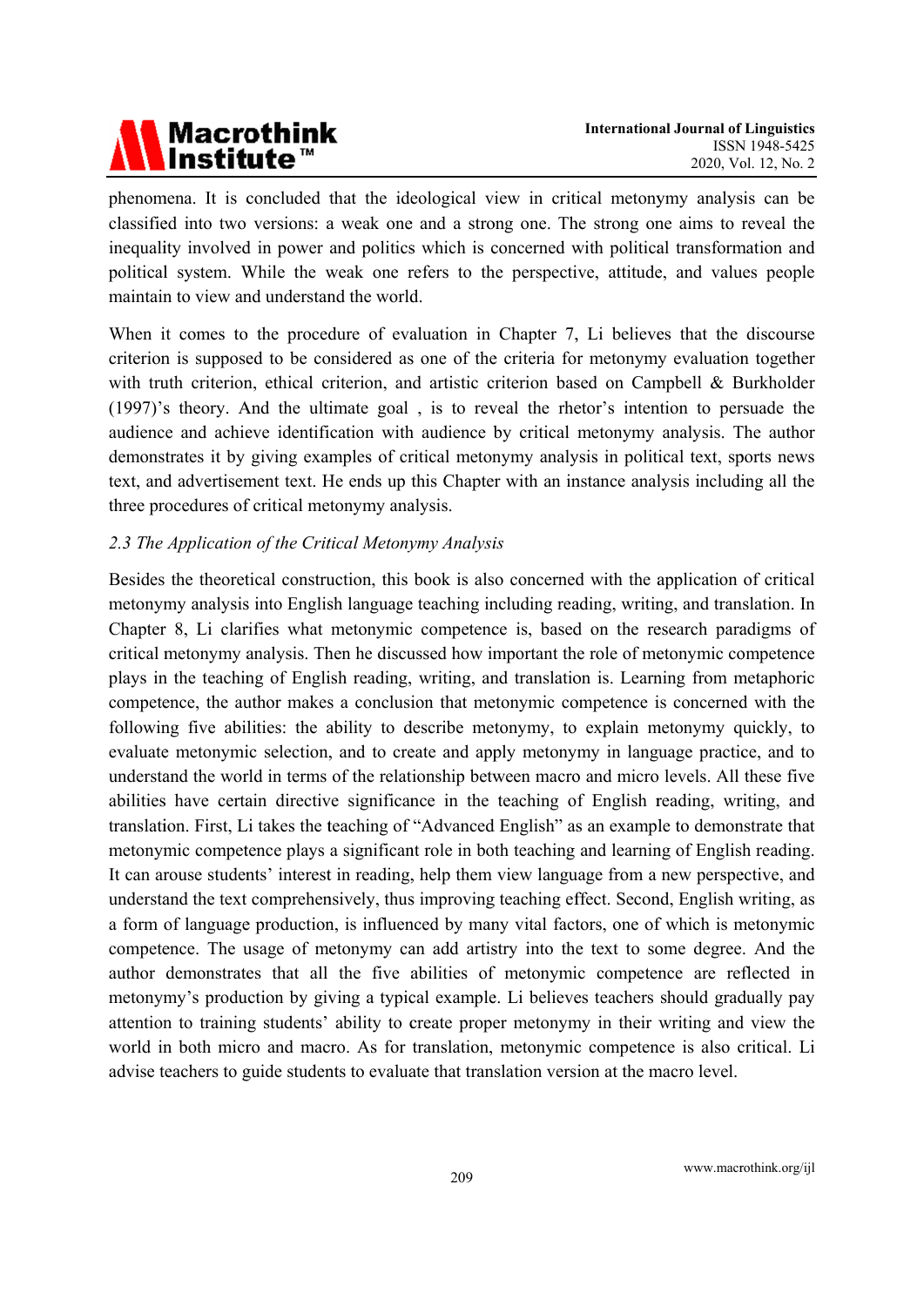phenomena. It is concluded that the ideological view in critical metonymy analysis can be classified into two versions: a weak one and a strong one. The strong one aims to reveal the inequality involved in power and politics which is concerned with political transformation and political system. While the weak one refers to the perspective, attitude, and values people maintain to view and understand the world.

When it comes to the procedure of evaluation in Chapter 7, Li believes that the discourse criterion is supposed to be considered as one of the criteria for metonymy evaluation together with truth criterion, ethical criterion, and artistic criterion based on Campbell & Burkholder (1997)'s theory. And the ultimate goal , is to reveal the rhetor's intention to persuade the audience and achieve identification with audience by critical metonymy analysis. The author demonstrates it by giving examples of critical metonymy analysis in political text, sports news text, and advertisement text. He ends up this Chapter with an instance analysis including all the three procedures of critical metonymy analysis.

### *2.3 The Application of the Critical Metonymy Analysis*

Besides the theoretical construction, this book is also concerned with the application of critical metonymy analysis into English language teaching including reading, writing, and translation. In Chapter 8, Li clarifies what metonymic competence is, based on the research paradigms of critical metonymy analysis. Then he discussed how important the role of metonymic competence plays in the teaching of English reading, writing, and translation is. Learning from metaphoric competence, the author makes a conclusion that metonymic competence is concerned with the following five abilities: the ability to describe metonymy, to explain metonymy quickly, to evaluate metonymic selection, and to create and apply metonymy in language practice, and to understand the world in terms of the relationship between macro and micro levels. All these five abilities have certain directive significance in the teaching of English reading, writing, and translation. First, Li takes the teaching of "Advanced English" as an example to demonstrate that metonymic competence plays a significant role in both teaching and learning of English reading. It can arouse students' interest in reading, help them view language from a new perspective, and understand the text comprehensively, thus improving teaching effect. Second, English writing, as a form of language production, is influenced by many vital factors, one of which is metonymic competence. The usage of metonymy can add artistry into the text to some degree. And the author demonstrates that all the five abilities of metonymic competence are reflected in metonymy's production by giving a typical example. Li believes teachers should gradually pay attention to training students' ability to create proper metonymy in their writing and view the world in both micro and macro. As for translation, metonymic competence is also critical. Li advise teachers to guide students to evaluate that translation version at the macro level.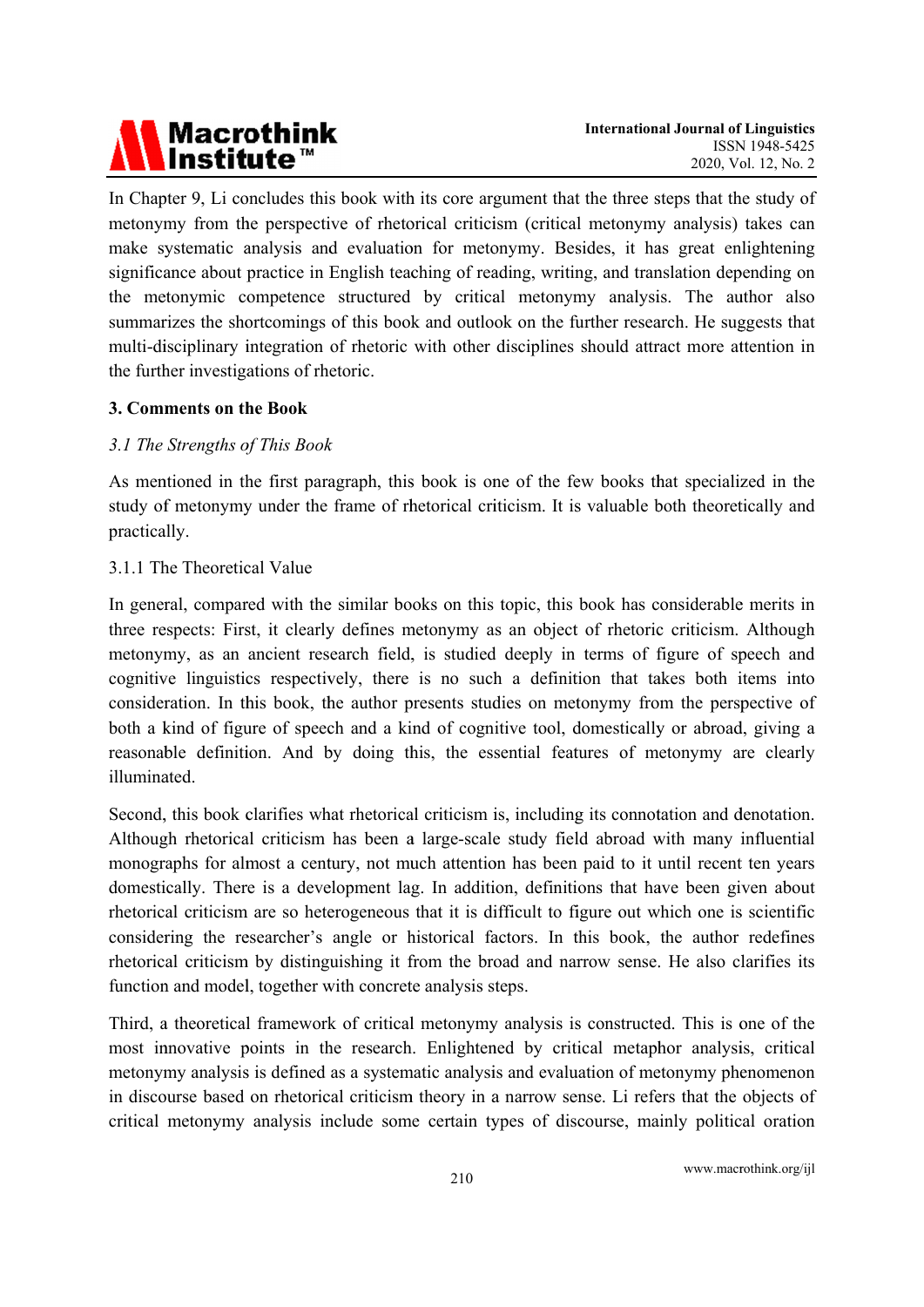In Chapter 9, Li concludes this book with its core argument that the three steps that the study of metonymy from the perspective of rhetorical criticism (critical metonymy analysis) takes can make systematic analysis and evaluation for metonymy. Besides, it has great enlightening significance about practice in English teaching of reading, writing, and translation depending on the metonymic competence structured by critical metonymy analysis. The author also summarizes the shortcomings of this book and outlook on the further research. He suggests that multi-disciplinary integration of rhetoric with other disciplines should attract more attention in the further investigations of rhetoric.

## 3. Comments on the Book

### *3.1 The Strengths of This Book*

As mentioned in the first paragraph, this book is one of the few books that specialized in the study of metonymy under the frame of rhetorical criticism. It is valuable both theoretically and practically.

#### 3.1.1 The Theoretical Value

In general, compared with the similar books on this topic, this book has considerable merits in three respects: First, it clearly defines metonymy as an object of rhetoric criticism. Although metonymy, as an ancient research field, is studied deeply in terms of figure of speech and cognitive linguistics respectively, there is no such a definition that takes both items into consideration. In this book, the author presents studies on metonymy from the perspective of both a kind of figure of speech and a kind of cognitive tool, domestically or abroad, giving a reasonable definition. And by doing this, the essential features of metonymy are clearly illuminated.

Second, this book clarifies what rhetorical criticism is, including its connotation and denotation. Although rhetorical criticism has been a large-scale study field abroad with many influential monographs for almost a century, not much attention has been paid to it until recent ten years domestically. There is a development lag. In addition, definitions that have been given about rhetorical criticism are so heterogeneous that it is difficult to figure out which one is scientific considering the researcher's angle or historical factors. In this book, the author redefines rhetorical criticism by distinguishing it from the broad and narrow sense. He also clarifies its function and model, together with concrete analysis steps.

Third, a theoretical framework of critical metonymy analysis is constructed. This is one of the most innovative points in the research. Enlightened by critical metaphor analysis, critical metonymy analysis is defined as a systematic analysis and evaluation of metonymy phenomenon in discourse based on rhetorical criticism theory in a narrow sense. Li refers that the objects of critical metonymy analysis include some certain types of discourse, mainly political oration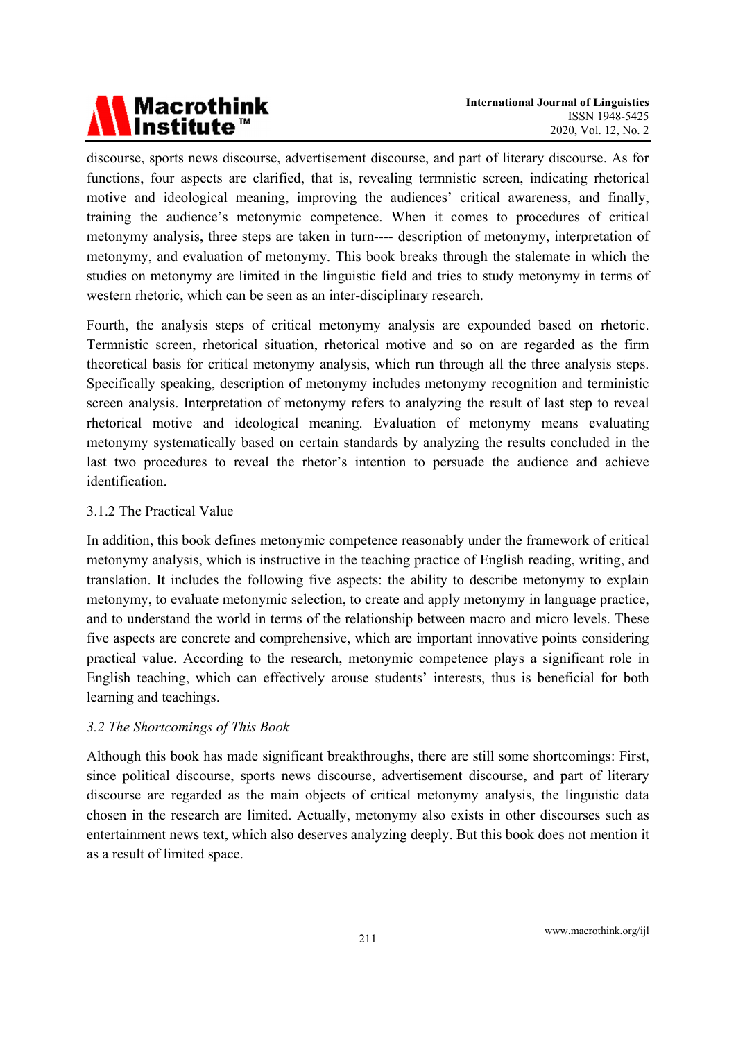discourse, sports news discourse, advertisement discourse, and part of literary discourse. As for functions, four aspects are clarified, that is, revealing termnistic screen, indicating rhetorical motive and ideological meaning, improving the audiences' critical awareness, and finally, training the audience's metonymic competence. When it comes to procedures of critical metonymy analysis, three steps are taken in turn---- description of metonymy, interpretation of metonymy, and evaluation of metonymy. This book breaks through the stalemate in which the studies on metonymy are limited in the linguistic field and tries to study metonymy in terms of western rhetoric, which can be seen as an inter-disciplinary research.

Fourth, the analysis steps of critical metonymy analysis are expounded based on rhetoric. Termnistic screen, rhetorical situation, rhetorical motive and so on are regarded as the firm theoretical basis for critical metonymy analysis, which run through all the three analysis steps. Specifically speaking, description of metonymy includes metonymy recognition and terministic screen analysis. Interpretation of metonymy refers to analyzing the result of last step to reveal rhetorical motive and ideological meaning. Evaluation of metonymy means evaluating metonymy systematically based on certain standards by analyzing the results concluded in the last two procedures to reveal the rhetor's intention to persuade the audience and achieve identification.

#### 3.1.2 The Practical Value

In addition, this book defines metonymic competence reasonably under the framework of critical metonymy analysis, which is instructive in the teaching practice of English reading, writing, and translation. It includes the following five aspects: the ability to describe metonymy to explain metonymy, to evaluate metonymic selection, to create and apply metonymy in language practice, and to understand the world in terms of the relationship between macro and micro levels. These five aspects are concrete and comprehensive, which are important innovative points considering practical value. According to the research, metonymic competence plays a significant role in English teaching, which can effectively arouse students' interests, thus is beneficial for both learning and teachings.

### *3.2 The Shortcomings of This Book*

Although this book has made significant breakthroughs, there are still some shortcomings: First, since political discourse, sports news discourse, advertisement discourse, and part of literary discourse are regarded as the main objects of critical metonymy analysis, the linguistic data chosen in the research are limited. Actually, metonymy also exists in other discourses such as entertainment news text, which also deserves analyzing deeply. But this book does not mention it as a result of limited space.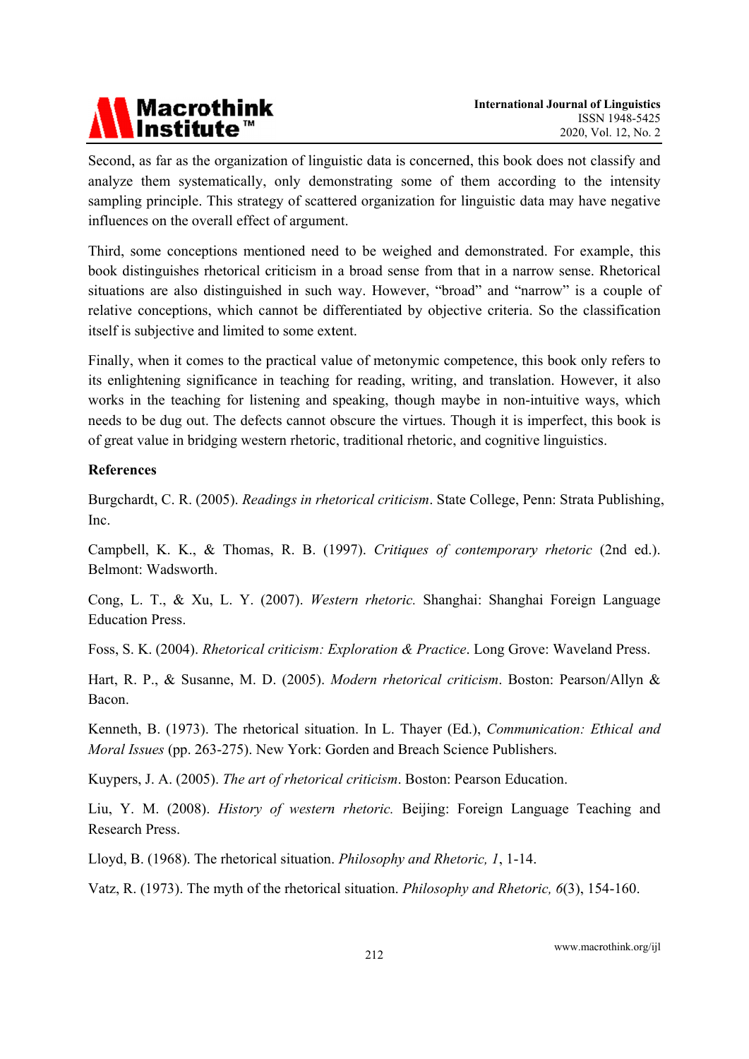Second, as far as the organization of linguistic data is concerned, this book does not classify and analyze them systematically, only demonstrating some of them according to the intensity sampling principle. This strategy of scattered organization for linguistic data may have negative influences on the overall effect of argument.

Third, some conceptions mentioned need to be weighed and demonstrated. For example, this book distinguishes rhetorical criticism in a broad sense from that in a narrow sense. Rhetorical situations are also distinguished in such way. However, "broad" and "narrow" is a couple of relative conceptions, which cannot be differentiated by objective criteria. So the classification itself is subjective and limited to some extent.

Finally, when it comes to the practical value of metonymic competence, this book only refers to its enlightening significance in teaching for reading, writing, and translation. However, it also works in the teaching for listening and speaking, though maybe in non-intuitive ways, which needs to be dug out. The defects cannot obscure the virtues. Though it is imperfect, this book is of great value in bridging western rhetoric, traditional rhetoric, and cognitive linguistics.

**References**

Burgchardt, C. R. (2005). *Readings in rhetorical criticism*. State College, Penn: Strata Publishing, Inc.

Campbell, K. K., & Thomas, R. B. (1997). *Critiques of contemporary rhetoric* (2nd ed.). Belmont: Wadsworth.

Cong, L. T., & Xu, L. Y. (2007). *Western rhetoric.* Shanghai: Shanghai Foreign Language Education Press.

Foss, S. K. (2004). *Rhetorical criticism: Exploration & Practice*. Long Grove: Waveland Press.

Hart, R. P., & Susanne, M. D. (2005). *Modern rhetorical criticism*. Boston: Pearson/Allyn & Bacon.

Kenneth, B. (1973). The rhetorical situation. In L. Thayer (Ed.), *Communication: Ethical and Moral Issues* (pp. 263-275). New York: Gorden and Breach Science Publishers.

Kuypers, J. A. (2005). *The art of rhetorical criticism*. Boston: Pearson Education.

Liu, Y. M. (2008). *History of western rhetoric.* Beijing: Foreign Language Teaching and Research Press.

Lloyd, B. (1968). The rhetorical situation. *Philosophy and Rhetoric, 1*, 1-14.

Vatz, R. (1973). The myth of the rhetorical situation. *Philosophy and Rhetoric, 6*(3), 154-160.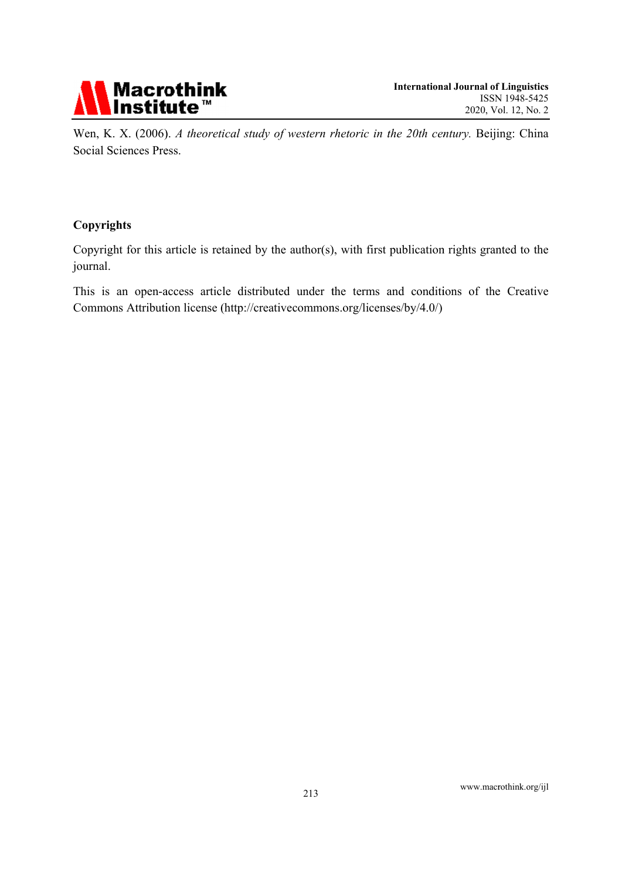Wen, K. X. (2006). *A theoretical study of western rhetoric in the 20th century.* Beijing: China Social Sciences Press.

## Copyrights

Copyright for this article is retained by the author(s), with first publication rights granted to the journal.

This is an open-access article distributed under the terms and conditions of the Creative Commons Attribution license (http://creativecommons.org/licenses/by/4.0/)